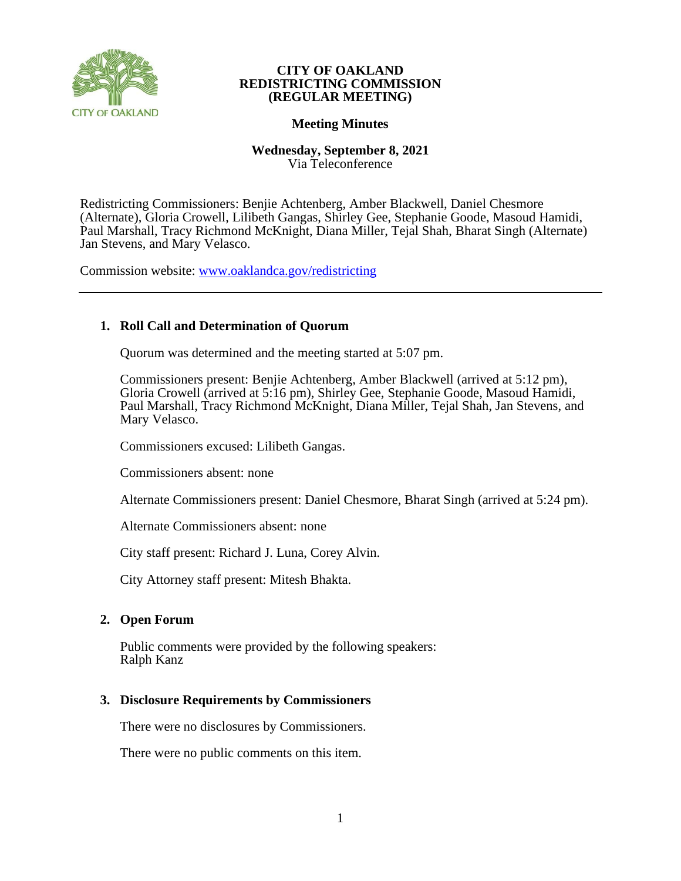# CITY OF OAKLAND
# REDISTRICTING COMMISSION
# (REGULAR MEETING)

## Meeting Minutes

**Wednesday, September 8, 2021**
Via Teleconference

Redistricting Commissioners: Benjie Achtenberg, Amber Blackwell, Daniel Chesmore (Alternate), Gloria Crowell, Lilibeth Gangas, Shirley Gee, Stephanie Goode, Masoud Hamidi, Paul Marshall, Tracy Richmond McKnight, Diana Miller, Tejal Shah, Bharat Singh (Alternate) Jan Stevens, and Mary Velasco.

Commission website: www.oaklandca.gov/redistricting

---

### 1. Roll Call and Determination of Quorum

Quorum was determined and the meeting started at 5:07 pm.

Commissioners present: Benjie Achtenberg, Amber Blackwell (arrived at 5:12 pm), Gloria Crowell (arrived at 5:16 pm), Shirley Gee, Stephanie Goode, Masoud Hamidi, Paul Marshall, Tracy Richmond McKnight, Diana Miller, Tejal Shah, Jan Stevens, and Mary Velasco.

Commissioners excused: Lilibeth Gangas.

Commissioners absent: none

Alternate Commissioners present: Daniel Chesmore, Bharat Singh (arrived at 5:24 pm).

Alternate Commissioners absent: none

City staff present: Richard J. Luna, Corey Alvin.

City Attorney staff present: Mitesh Bhakta.

### 2. Open Forum

Public comments were provided by the following speakers:
Ralph Kanz

### 3. Disclosure Requirements by Commissioners

There were no disclosures by Commissioners.

There were no public comments on this item.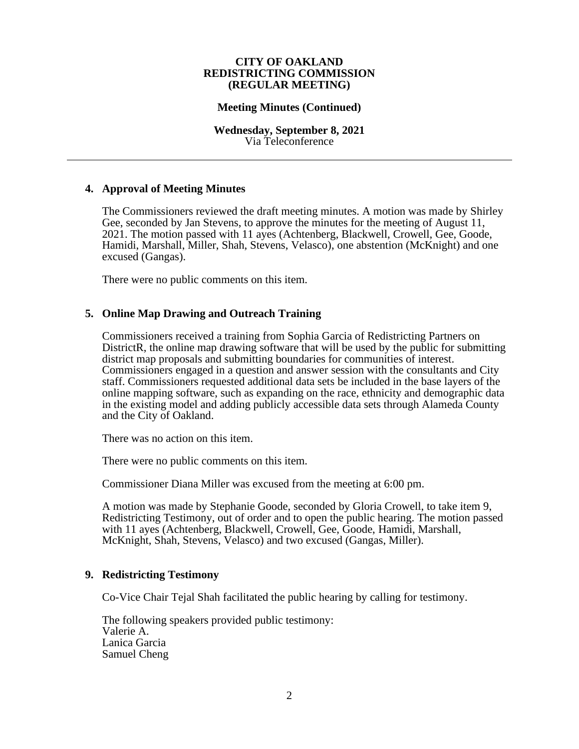**CITY OF OAKLAND**
**REDISTRICTING COMMISSION**
**(REGULAR MEETING)**

**Meeting Minutes (Continued)**

**Wednesday, September 8, 2021**
Via Teleconference

---

## 4. Approval of Meeting Minutes

The Commissioners reviewed the draft meeting minutes. A motion was made by Shirley Gee, seconded by Jan Stevens, to approve the minutes for the meeting of August 11, 2021. The motion passed with 11 ayes (Achtenberg, Blackwell, Crowell, Gee, Goode, Hamidi, Marshall, Miller, Shah, Stevens, Velasco), one abstention (McKnight) and one excused (Gangas).

There were no public comments on this item.

## 5. Online Map Drawing and Outreach Training

Commissioners received a training from Sophia Garcia of Redistricting Partners on DistrictR, the online map drawing software that will be used by the public for submitting district map proposals and submitting boundaries for communities of interest. Commissioners engaged in a question and answer session with the consultants and City staff. Commissioners requested additional data sets be included in the base layers of the online mapping software, such as expanding on the race, ethnicity and demographic data in the existing model and adding publicly accessible data sets through Alameda County and the City of Oakland.

There was no action on this item.

There were no public comments on this item.

Commissioner Diana Miller was excused from the meeting at 6:00 pm.

A motion was made by Stephanie Goode, seconded by Gloria Crowell, to take item 9, Redistricting Testimony, out of order and to open the public hearing. The motion passed with 11 ayes (Achtenberg, Blackwell, Crowell, Gee, Goode, Hamidi, Marshall, McKnight, Shah, Stevens, Velasco) and two excused (Gangas, Miller).

## 9. Redistricting Testimony

Co-Vice Chair Tejal Shah facilitated the public hearing by calling for testimony.

The following speakers provided public testimony:
Valerie A.
Lanica Garcia
Samuel Cheng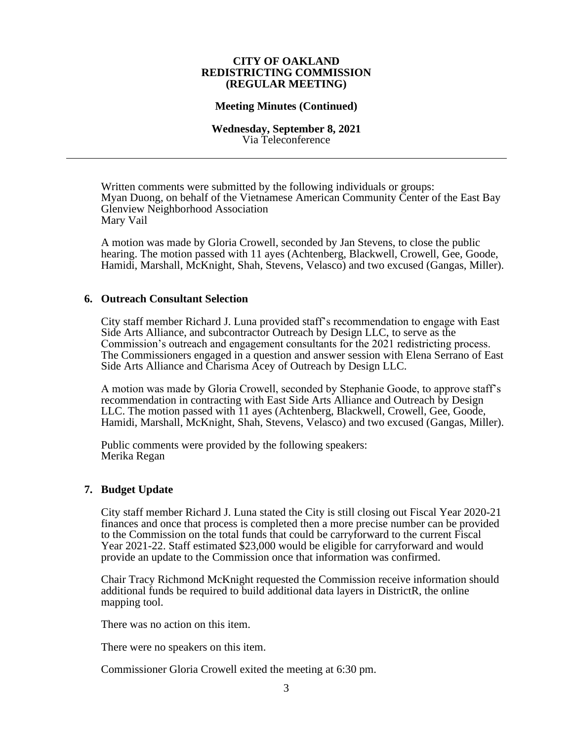**CITY OF OAKLAND**
**REDISTRICTING COMMISSION**
**(REGULAR MEETING)**

**Meeting Minutes (Continued)**

**Wednesday, September 8, 2021**
Via Teleconference

---

Written comments were submitted by the following individuals or groups:
Myan Duong, on behalf of the Vietnamese American Community Center of the East Bay
Glenview Neighborhood Association
Mary Vail

A motion was made by Gloria Crowell, seconded by Jan Stevens, to close the public hearing. The motion passed with 11 ayes (Achtenberg, Blackwell, Crowell, Gee, Goode, Hamidi, Marshall, McKnight, Shah, Stevens, Velasco) and two excused (Gangas, Miller).

## 6. Outreach Consultant Selection

City staff member Richard J. Luna provided staff's recommendation to engage with East Side Arts Alliance, and subcontractor Outreach by Design LLC, to serve as the Commission's outreach and engagement consultants for the 2021 redistricting process. The Commissioners engaged in a question and answer session with Elena Serrano of East Side Arts Alliance and Charisma Acey of Outreach by Design LLC.

A motion was made by Gloria Crowell, seconded by Stephanie Goode, to approve staff's recommendation in contracting with East Side Arts Alliance and Outreach by Design LLC. The motion passed with 11 ayes (Achtenberg, Blackwell, Crowell, Gee, Goode, Hamidi, Marshall, McKnight, Shah, Stevens, Velasco) and two excused (Gangas, Miller).

Public comments were provided by the following speakers:
Merika Regan

## 7. Budget Update

City staff member Richard J. Luna stated the City is still closing out Fiscal Year 2020-21 finances and once that process is completed then a more precise number can be provided to the Commission on the total funds that could be carryforward to the current Fiscal Year 2021-22. Staff estimated $23,000 would be eligible for carryforward and would provide an update to the Commission once that information was confirmed.

Chair Tracy Richmond McKnight requested the Commission receive information should additional funds be required to build additional data layers in DistrictR, the online mapping tool.

There was no action on this item.

There were no speakers on this item.

Commissioner Gloria Crowell exited the meeting at 6:30 pm.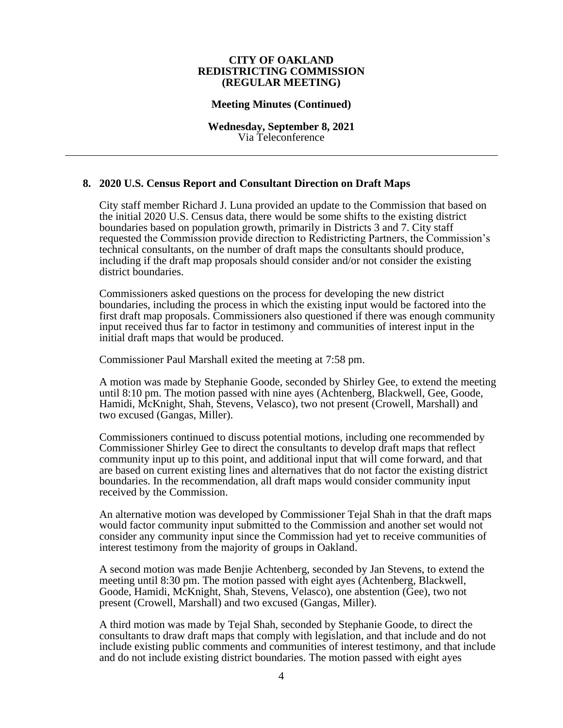**CITY OF OAKLAND**
**REDISTRICTING COMMISSION**
**(REGULAR MEETING)**

**Meeting Minutes (Continued)**

**Wednesday, September 8, 2021**
Via Teleconference

---

## 8. 2020 U.S. Census Report and Consultant Direction on Draft Maps

City staff member Richard J. Luna provided an update to the Commission that based on the initial 2020 U.S. Census data, there would be some shifts to the existing district boundaries based on population growth, primarily in Districts 3 and 7. City staff requested the Commission provide direction to Redistricting Partners, the Commission's technical consultants, on the number of draft maps the consultants should produce, including if the draft map proposals should consider and/or not consider the existing district boundaries.

Commissioners asked questions on the process for developing the new district boundaries, including the process in which the existing input would be factored into the first draft map proposals. Commissioners also questioned if there was enough community input received thus far to factor in testimony and communities of interest input in the initial draft maps that would be produced.

Commissioner Paul Marshall exited the meeting at 7:58 pm.

A motion was made by Stephanie Goode, seconded by Shirley Gee, to extend the meeting until 8:10 pm. The motion passed with nine ayes (Achtenberg, Blackwell, Gee, Goode, Hamidi, McKnight, Shah, Stevens, Velasco), two not present (Crowell, Marshall) and two excused (Gangas, Miller).

Commissioners continued to discuss potential motions, including one recommended by Commissioner Shirley Gee to direct the consultants to develop draft maps that reflect community input up to this point, and additional input that will come forward, and that are based on current existing lines and alternatives that do not factor the existing district boundaries. In the recommendation, all draft maps would consider community input received by the Commission.

An alternative motion was developed by Commissioner Tejal Shah in that the draft maps would factor community input submitted to the Commission and another set would not consider any community input since the Commission had yet to receive communities of interest testimony from the majority of groups in Oakland.

A second motion was made Benjie Achtenberg, seconded by Jan Stevens, to extend the meeting until 8:30 pm. The motion passed with eight ayes (Achtenberg, Blackwell, Goode, Hamidi, McKnight, Shah, Stevens, Velasco), one abstention (Gee), two not present (Crowell, Marshall) and two excused (Gangas, Miller).

A third motion was made by Tejal Shah, seconded by Stephanie Goode, to direct the consultants to draw draft maps that comply with legislation, and that include and do not include existing public comments and communities of interest testimony, and that include and do not include existing district boundaries. The motion passed with eight ayes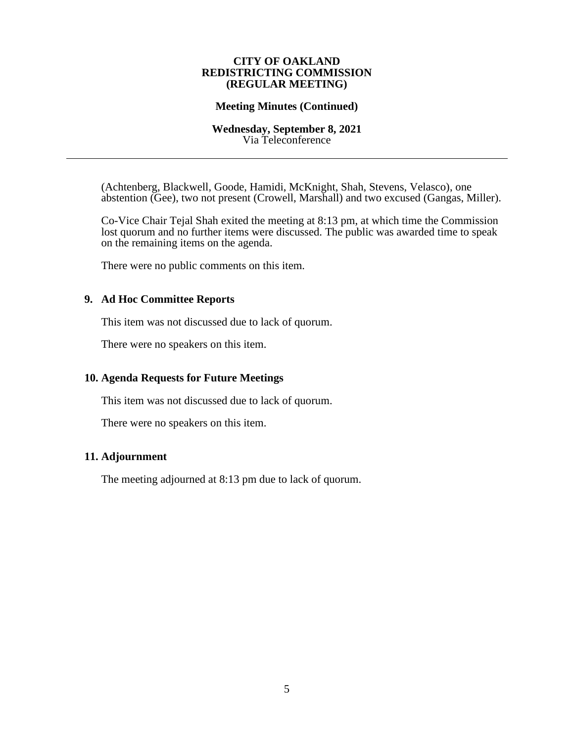(Achtenberg, Blackwell, Goode, Hamidi, McKnight, Shah, Stevens, Velasco), one abstention (Gee), two not present (Crowell, Marshall) and two excused (Gangas, Miller).

Co-Vice Chair Tejal Shah exited the meeting at 8:13 pm, at which time the Commission lost quorum and no further items were discussed. The public was awarded time to speak on the remaining items on the agenda.

There were no public comments on this item.

## 9. Ad Hoc Committee Reports

This item was not discussed due to lack of quorum.

There were no speakers on this item.

## 10. Agenda Requests for Future Meetings

This item was not discussed due to lack of quorum.

There were no speakers on this item.

## 11. Adjournment

The meeting adjourned at 8:13 pm due to lack of quorum.